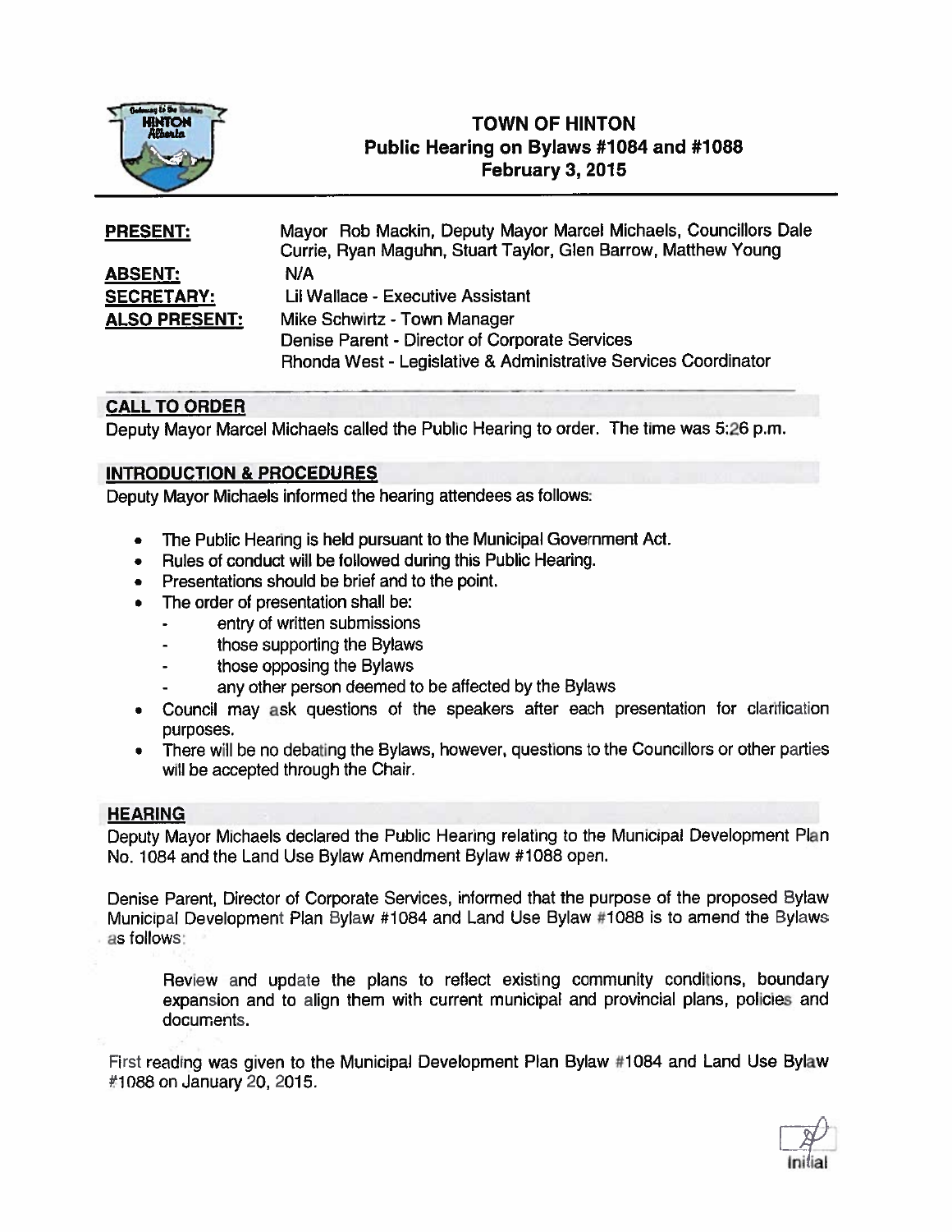# TOWN OF HINTON
## Public Hearing on Bylaws #1084 and #1088
## February 3, 2015

| | |
|---|---|
| **PRESENT:** | Mayor Rob Mackin, Deputy Mayor Marcel Michaels, Councillors Dale Currie, Ryan Maguhn, Stuart Taylor, Glen Barrow, Matthew Young |
| **ABSENT:** | N/A |
| **SECRETARY:** | Lil Wallace - Executive Assistant |
| **ALSO PRESENT:** | Mike Schwirtz - Town Manager<br>Denise Parent - Director of Corporate Services<br>Rhonda West - Legislative & Administrative Services Coordinator |

### CALL TO ORDER

Deputy Mayor Marcel Michaels called the Public Hearing to order. The time was 5:26 p.m.

### INTRODUCTION & PROCEDURES

Deputy Mayor Michaels informed the hearing attendees as follows:

- The Public Hearing is held pursuant to the Municipal Government Act.
- Rules of conduct will be followed during this Public Hearing.
- Presentations should be brief and to the point.
- The order of presentation shall be:
  - entry of written submissions
  - those supporting the Bylaws
  - those opposing the Bylaws
  - any other person deemed to be affected by the Bylaws
- Council may ask questions of the speakers after each presentation for clarification purposes.
- There will be no debating the Bylaws, however, questions to the Councillors or other parties will be accepted through the Chair.

### HEARING

Deputy Mayor Michaels declared the Public Hearing relating to the Municipal Development Plan No. 1084 and the Land Use Bylaw Amendment Bylaw #1088 open.

Denise Parent, Director of Corporate Services, informed that the purpose of the proposed Bylaw Municipal Development Plan Bylaw #1084 and Land Use Bylaw #1088 is to amend the Bylaws as follows:

> Review and update the plans to reflect existing community conditions, boundary expansion and to align them with current municipal and provincial plans, policies and documents.

First reading was given to the Municipal Development Plan Bylaw #1084 and Land Use Bylaw #1088 on January 20, 2015.

Initial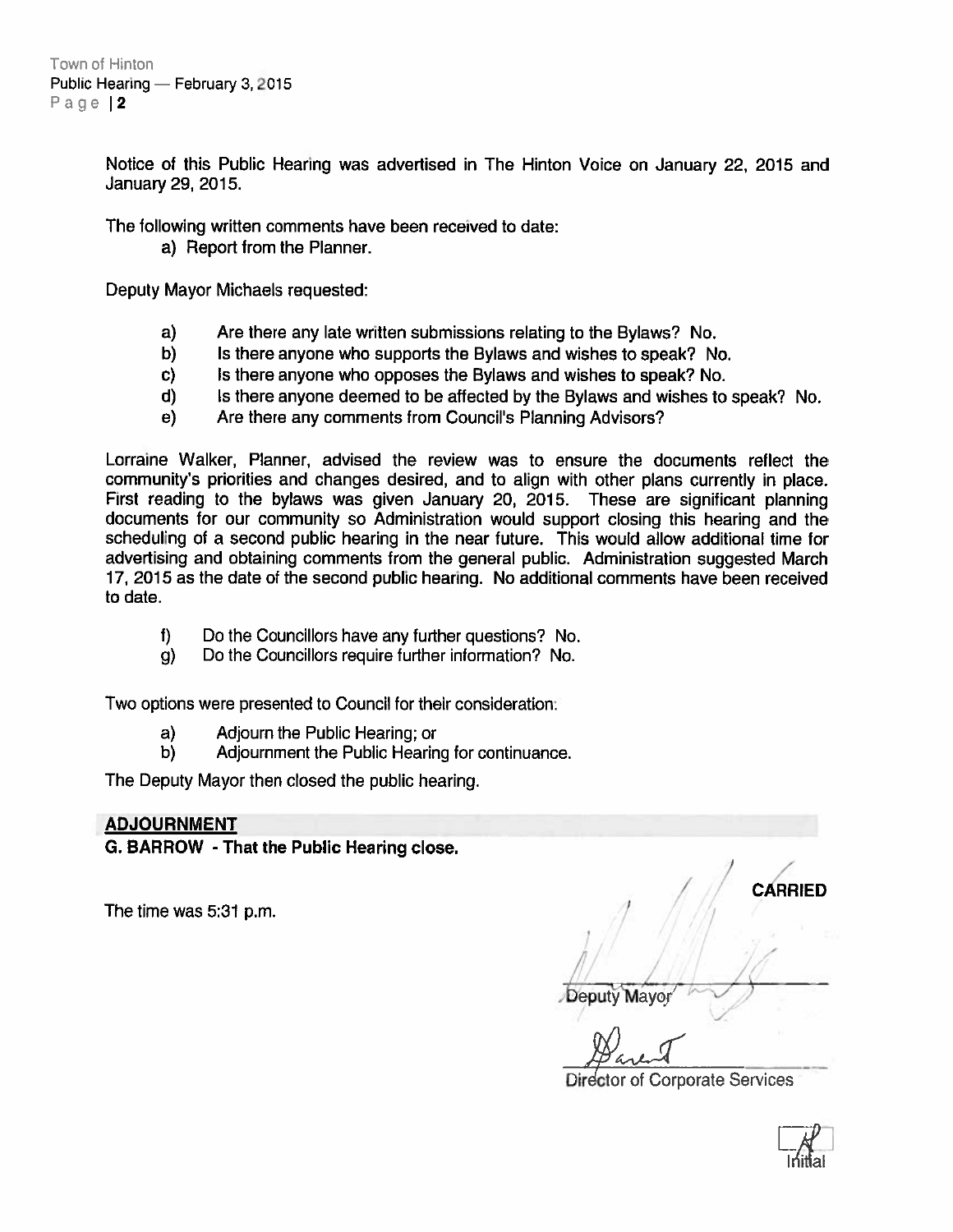Notice of this Public Hearing was advertised in The Hinton Voice on January 22, 2015 and January 29, 2015.

The following written comments have been received to date:

a) Report from the Planner.

Deputy Mayor Michaels requested:

a) Are there any late written submissions relating to the Bylaws? No.
b) Is there anyone who supports the Bylaws and wishes to speak? No.
c) Is there anyone who opposes the Bylaws and wishes to speak? No.
d) Is there anyone deemed to be affected by the Bylaws and wishes to speak? No.
e) Are there any comments from Council's Planning Advisors?

Lorraine Walker, Planner, advised the review was to ensure the documents reflect the community's priorities and changes desired, and to align with other plans currently in place. First reading to the bylaws was given January 20, 2015. These are significant planning documents for our community so Administration would support closing this hearing and the scheduling of a second public hearing in the near future. This would allow additional time for advertising and obtaining comments from the general public. Administration suggested March 17, 2015 as the date of the second public hearing. No additional comments have been received to date.

f) Do the Councillors have any further questions? No.
g) Do the Councillors require further information? No.

Two options were presented to Council for their consideration:

a) Adjourn the Public Hearing; or
b) Adjournment the Public Hearing for continuance.

The Deputy Mayor then closed the public hearing.

## ADJOURNMENT

**G. BARROW - That the Public Hearing close.**

**CARRIED**

The time was 5:31 p.m.

Deputy Mayor

Director of Corporate Services

Initial